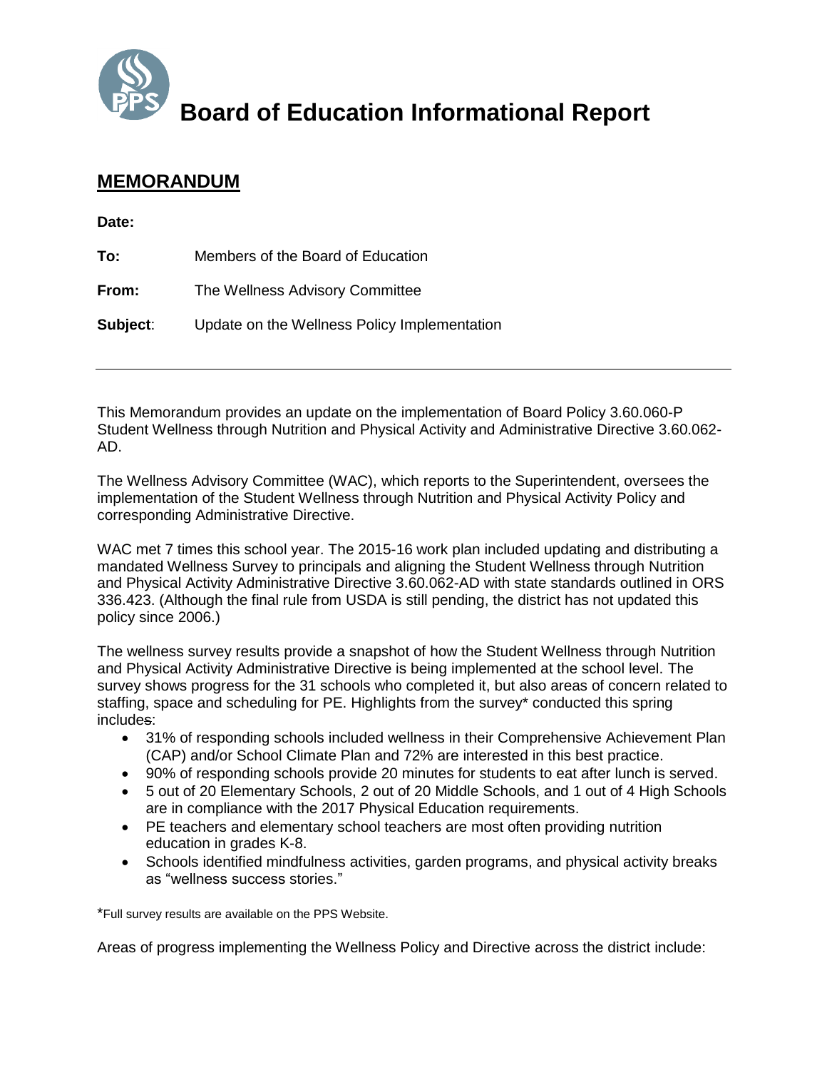# Board of Education Informational Report

## MEMORANDUM

**Date:**

**To:** Members of the Board of Education

**From:** The Wellness Advisory Committee

**Subject**: Update on the Wellness Policy Implementation

---

This Memorandum provides an update on the implementation of Board Policy 3.60.060-P Student Wellness through Nutrition and Physical Activity and Administrative Directive 3.60.062-AD.

The Wellness Advisory Committee (WAC), which reports to the Superintendent, oversees the implementation of the Student Wellness through Nutrition and Physical Activity Policy and corresponding Administrative Directive.

WAC met 7 times this school year. The 2015-16 work plan included updating and distributing a mandated Wellness Survey to principals and aligning the Student Wellness through Nutrition and Physical Activity Administrative Directive 3.60.062-AD with state standards outlined in ORS 336.423. (Although the final rule from USDA is still pending, the district has not updated this policy since 2006.)

The wellness survey results provide a snapshot of how the Student Wellness through Nutrition and Physical Activity Administrative Directive is being implemented at the school level. The survey shows progress for the 31 schools who completed it, but also areas of concern related to staffing, space and scheduling for PE. Highlights from the survey* conducted this spring includes:

- 31% of responding schools included wellness in their Comprehensive Achievement Plan (CAP) and/or School Climate Plan and 72% are interested in this best practice.
- 90% of responding schools provide 20 minutes for students to eat after lunch is served.
- 5 out of 20 Elementary Schools, 2 out of 20 Middle Schools, and 1 out of 4 High Schools are in compliance with the 2017 Physical Education requirements.
- PE teachers and elementary school teachers are most often providing nutrition education in grades K-8.
- Schools identified mindfulness activities, garden programs, and physical activity breaks as "wellness success stories."

*Full survey results are available on the PPS Website.

Areas of progress implementing the Wellness Policy and Directive across the district include: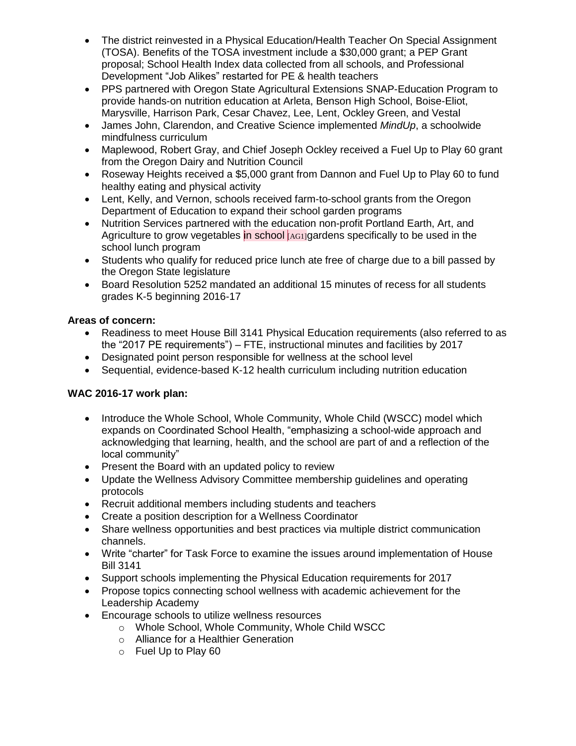- The district reinvested in a Physical Education/Health Teacher On Special Assignment (TOSA). Benefits of the TOSA investment include a $30,000 grant; a PEP Grant proposal; School Health Index data collected from all schools, and Professional Development "Job Alikes" restarted for PE & health teachers
- PPS partnered with Oregon State Agricultural Extensions SNAP-Education Program to provide hands-on nutrition education at Arleta, Benson High School, Boise-Eliot, Marysville, Harrison Park, Cesar Chavez, Lee, Lent, Ockley Green, and Vestal
- James John, Clarendon, and Creative Science implemented *MindUp*, a schoolwide mindfulness curriculum
- Maplewood, Robert Gray, and Chief Joseph Ockley received a Fuel Up to Play 60 grant from the Oregon Dairy and Nutrition Council
- Roseway Heights received a $5,000 grant from Dannon and Fuel Up to Play 60 to fund healthy eating and physical activity
- Lent, Kelly, and Vernon, schools received farm-to-school grants from the Oregon Department of Education to expand their school garden programs
- Nutrition Services partnered with the education non-profit Portland Earth, Art, and Agriculture to grow vegetables in school [AG1]gardens specifically to be used in the school lunch program
- Students who qualify for reduced price lunch ate free of charge due to a bill passed by the Oregon State legislature
- Board Resolution 5252 mandated an additional 15 minutes of recess for all students grades K-5 beginning 2016-17

**Areas of concern:**

- Readiness to meet House Bill 3141 Physical Education requirements (also referred to as the "2017 PE requirements") – FTE, instructional minutes and facilities by 2017
- Designated point person responsible for wellness at the school level
- Sequential, evidence-based K-12 health curriculum including nutrition education

**WAC 2016-17 work plan:**

- Introduce the Whole School, Whole Community, Whole Child (WSCC) model which expands on Coordinated School Health, "emphasizing a school-wide approach and acknowledging that learning, health, and the school are part of and a reflection of the local community"
- Present the Board with an updated policy to review
- Update the Wellness Advisory Committee membership guidelines and operating protocols
- Recruit additional members including students and teachers
- Create a position description for a Wellness Coordinator
- Share wellness opportunities and best practices via multiple district communication channels.
- Write "charter" for Task Force to examine the issues around implementation of House Bill 3141
- Support schools implementing the Physical Education requirements for 2017
- Propose topics connecting school wellness with academic achievement for the Leadership Academy
- Encourage schools to utilize wellness resources
    - Whole School, Whole Community, Whole Child WSCC
    - Alliance for a Healthier Generation
    - Fuel Up to Play 60